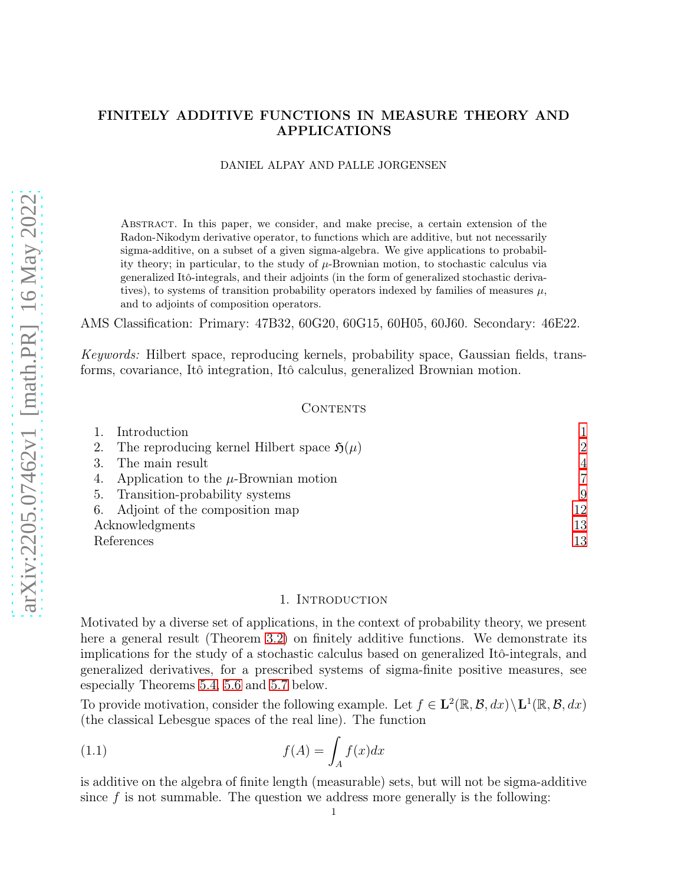# FINITELY ADDITIVE FUNCTIONS IN MEASURE THEORY AND APPLICATIONS

DANIEL ALPAY AND PALLE JORGENSEN

Abstract. In this paper, we consider, and make precise, a certain extension of the Radon-Nikodym derivative operator, to functions which are additive, but not necessarily sigma-additive, on a subset of a given sigma-algebra. We give applications to probability theory; in particular, to the study of $\mu$-Brownian motion, to stochastic calculus via generalized Itô-integrals, and their adjoints (in the form of generalized stochastic derivatives), to systems of transition probability operators indexed by families of measures $\mu$, and to adjoints of composition operators.

AMS Classification: Primary: 47B32, 60G20, 60G15, 60H05, 60J60. Secondary: 46E22.

*Keywords:* Hilbert space, reproducing kernels, probability space, Gaussian fields, transforms, covariance, Itô integration, Itô calculus, generalized Brownian motion.

Contents

1. Introduction 1
2. The reproducing kernel Hilbert space $\mathfrak{H}(\mu)$ 2
3. The main result 4
4. Application to the $\mu$-Brownian motion 7
5. Transition-probability systems 9
6. Adjoint of the composition map 12

Acknowledgments 13
References 13

## 1. Introduction

Motivated by a diverse set of applications, in the context of probability theory, we present here a general result (Theorem 3.2) on finitely additive functions. We demonstrate its implications for the study of a stochastic calculus based on generalized Itô-integrals, and generalized derivatives, for a prescribed systems of sigma-finite positive measures, see especially Theorems 5.4, 5.6 and 5.7 below.

To provide motivation, consider the following example. Let $f \in \mathbf{L}^2(\mathbb{R}, \mathcal{B}, dx) \setminus \mathbf{L}^1(\mathbb{R}, \mathcal{B}, dx)$ (the classical Lebesgue spaces of the real line). The function

$$f(A) = \int_A f(x)dx \tag{1.1}$$

is additive on the algebra of finite length (measurable) sets, but will not be sigma-additive since $f$ is not summable. The question we address more generally is the following: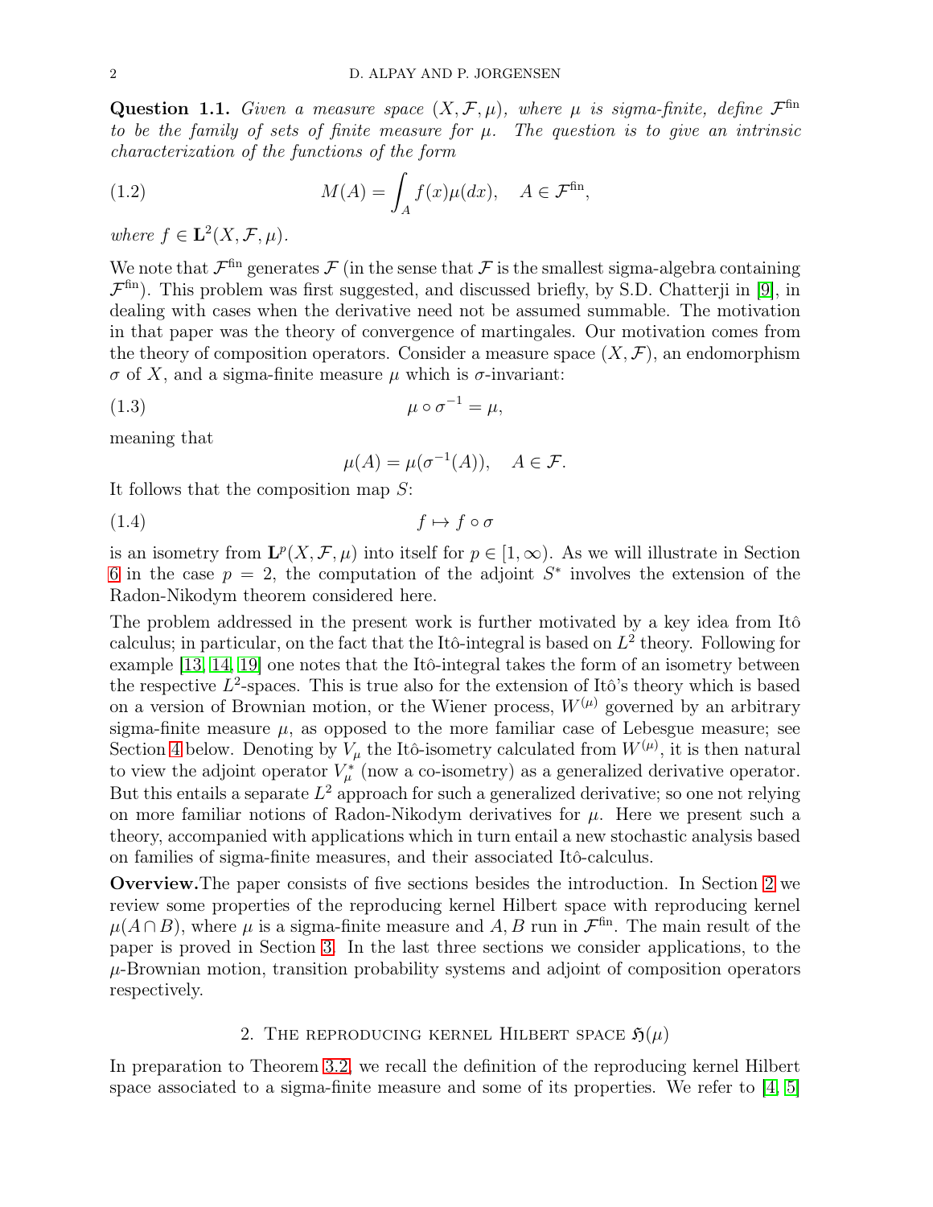**Question 1.1.** *Given a measure space $(X, \mathcal{F}, \mu)$, where $\mu$ is sigma-finite, define $\mathcal{F}^{\rm fin}$ to be the family of sets of finite measure for $\mu$. The question is to give an intrinsic characterization of the functions of the form*

$$M(A) = \int_A f(x)\mu(dx), \quad A \in \mathcal{F}^{\rm fin}, \tag{1.2}$$

*where $f \in \mathbf{L}^2(X, \mathcal{F}, \mu)$.*

We note that $\mathcal{F}^{\rm fin}$ generates $\mathcal{F}$ (in the sense that $\mathcal{F}$ is the smallest sigma-algebra containing $\mathcal{F}^{\rm fin}$). This problem was first suggested, and discussed briefly, by S.D. Chatterji in [9], in dealing with cases when the derivative need not be assumed summable. The motivation in that paper was the theory of convergence of martingales. Our motivation comes from the theory of composition operators. Consider a measure space $(X, \mathcal{F})$, an endomorphism $\sigma$ of $X$, and a sigma-finite measure $\mu$ which is $\sigma$-invariant:

$$\mu \circ \sigma^{-1} = \mu, \tag{1.3}$$

meaning that

$$\mu(A) = \mu(\sigma^{-1}(A)), \quad A \in \mathcal{F}.$$

It follows that the composition map $S$:

$$f \mapsto f \circ \sigma \tag{1.4}$$

is an isometry from $\mathbf{L}^p(X, \mathcal{F}, \mu)$ into itself for $p \in [1, \infty)$. As we will illustrate in Section 6 in the case $p = 2$, the computation of the adjoint $S^*$ involves the extension of the Radon-Nikodym theorem considered here.

The problem addressed in the present work is further motivated by a key idea from Itô calculus; in particular, on the fact that the Itô-integral is based on $L^2$ theory. Following for example [13, 14, 19] one notes that the Itô-integral takes the form of an isometry between the respective $L^2$-spaces. This is true also for the extension of Itô's theory which is based on a version of Brownian motion, or the Wiener process, $W^{(\mu)}$ governed by an arbitrary sigma-finite measure $\mu$, as opposed to the more familiar case of Lebesgue measure; see Section 4 below. Denoting by $V_\mu$ the Itô-isometry calculated from $W^{(\mu)}$, it is then natural to view the adjoint operator $V_\mu^*$ (now a co-isometry) as a generalized derivative operator. But this entails a separate $L^2$ approach for such a generalized derivative; so one not relying on more familiar notions of Radon-Nikodym derivatives for $\mu$. Here we present such a theory, accompanied with applications which in turn entail a new stochastic analysis based on families of sigma-finite measures, and their associated Itô-calculus.

**Overview.** The paper consists of five sections besides the introduction. In Section 2 we review some properties of the reproducing kernel Hilbert space with reproducing kernel $\mu(A \cap B)$, where $\mu$ is a sigma-finite measure and $A, B$ run in $\mathcal{F}^{\rm fin}$. The main result of the paper is proved in Section 3. In the last three sections we consider applications, to the $\mu$-Brownian motion, transition probability systems and adjoint of composition operators respectively.

## 2. The reproducing kernel Hilbert space $\mathfrak{H}(\mu)$

In preparation to Theorem 3.2, we recall the definition of the reproducing kernel Hilbert space associated to a sigma-finite measure and some of its properties. We refer to [4, 5]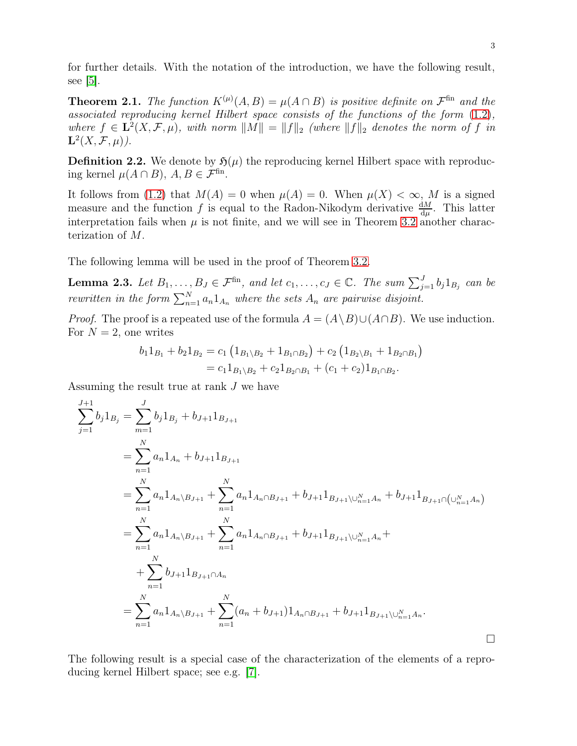for further details. With the notation of the introduction, we have the following result, see [5].

**Theorem 2.1.** *The function $K^{(\mu)}(A,B)=\mu(A\cap B)$ is positive definite on $\mathcal{F}^{\rm fin}$ and the associated reproducing kernel Hilbert space consists of the functions of the form (1.2), where $f\in\mathbf{L}^2(X,\mathcal{F},\mu)$, with norm $\|M\|=\|f\|_2$ (where $\|f\|_2$ denotes the norm of $f$ in $\mathbf{L}^2(X,\mathcal{F},\mu)$).*

**Definition 2.2.** We denote by $\mathfrak{H}(\mu)$ the reproducing kernel Hilbert space with reproducing kernel $\mu(A\cap B)$, $A,B\in\mathcal{F}^{\rm fin}$.

It follows from (1.2) that $M(A)=0$ when $\mu(A)=0$. When $\mu(X)<\infty$, $M$ is a signed measure and the function $f$ is equal to the Radon-Nikodym derivative $\frac{{\rm d}M}{{\rm d}\mu}$. This latter interpretation fails when $\mu$ is not finite, and we will see in Theorem 3.2 another characterization of $M$.

The following lemma will be used in the proof of Theorem 3.2.

**Lemma 2.3.** *Let $B_1,\ldots,B_J\in\mathcal{F}^{\rm fin}$, and let $c_1,\ldots,c_J\in\mathbb{C}$. The sum $\sum_{j=1}^J b_j1_{B_j}$ can be rewritten in the form $\sum_{n=1}^N a_n1_{A_n}$ where the sets $A_n$ are pairwise disjoint.*

*Proof.* The proof is a repeated use of the formula $A=(A\setminus B)\cup(A\cap B)$. We use induction. For $N=2$, one writes

$$
\begin{split}
b_11_{B_1}+b_21_{B_2}&=c_1\left(1_{B_1\setminus B_2}+1_{B_1\cap B_2}\right)+c_2\left(1_{B_2\setminus B_1}+1_{B_2\cap B_1}\right)\\
&=c_11_{B_1\setminus B_2}+c_21_{B_2\cap B_1}+(c_1+c_2)1_{B_1\cap B_2}.
\end{split}
$$

Assuming the result true at rank $J$ we have

$$
\begin{split}
\sum_{j=1}^{J+1}b_j1_{B_j}&=\sum_{m=1}^{J}b_j1_{B_j}+b_{J+1}1_{B_{J+1}}\\
&=\sum_{n=1}^{N}a_n1_{A_n}+b_{J+1}1_{B_{J+1}}\\
&=\sum_{n=1}^{N}a_n1_{A_n\setminus B_{J+1}}+\sum_{n=1}^{N}a_n1_{A_n\cap B_{J+1}}+b_{J+1}1_{B_{J+1}\setminus\cup_{n=1}^NA_n}+b_{J+1}1_{B_{J+1}\cap\left(\cup_{n=1}^NA_n\right)}\\
&=\sum_{n=1}^{N}a_n1_{A_n\setminus B_{J+1}}+\sum_{n=1}^{N}a_n1_{A_n\cap B_{J+1}}+b_{J+1}1_{B_{J+1}\setminus\cup_{n=1}^NA_n}+\\
&\quad+\sum_{n=1}^{N}b_{J+1}1_{B_{J+1}\cap A_n}\\
&=\sum_{n=1}^{N}a_n1_{A_n\setminus B_{J+1}}+\sum_{n=1}^{N}(a_n+b_{J+1})1_{A_n\cap B_{J+1}}+b_{J+1}1_{B_{J+1}\setminus\cup_{n=1}^NA_n}.
\end{split}
$$

$\square$

The following result is a special case of the characterization of the elements of a reproducing kernel Hilbert space; see e.g. [7].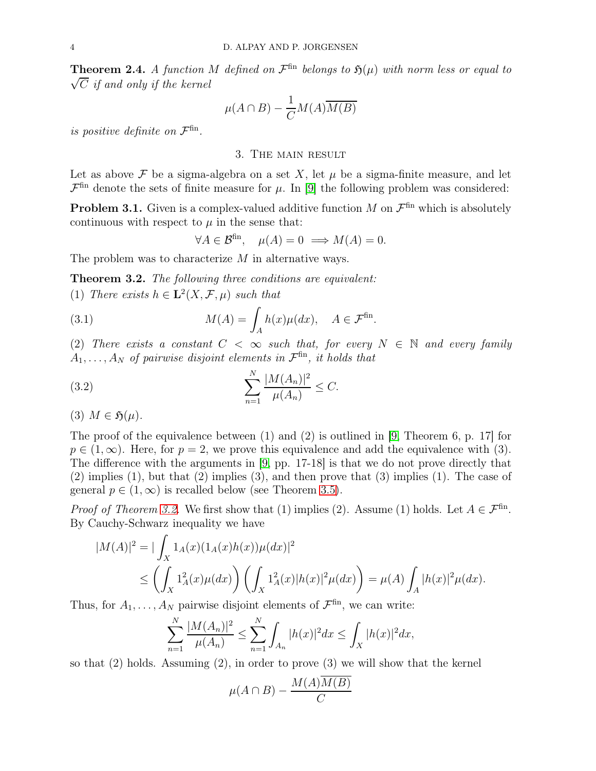**Theorem 2.4.** *A function $M$ defined on $\mathcal{F}^{\rm fin}$ belongs to $\mathfrak{H}(\mu)$ with norm less or equal to $\sqrt{C}$ if and only if the kernel*

$$\mu(A\cap B)-\frac{1}{C}M(A)\overline{M(B)}$$

*is positive definite on $\mathcal{F}^{\rm fin}$.*

## 3. The main result

Let as above $\mathcal{F}$ be a sigma-algebra on a set $X$, let $\mu$ be a sigma-finite measure, and let $\mathcal{F}^{\rm fin}$ denote the sets of finite measure for $\mu$. In [9] the following problem was considered:

**Problem 3.1.** Given is a complex-valued additive function $M$ on $\mathcal{F}^{\rm fin}$ which is absolutely continuous with respect to $\mu$ in the sense that:

$$\forall A\in\mathcal{B}^{\rm fin},\quad \mu(A)=0\implies M(A)=0.$$

The problem was to characterize $M$ in alternative ways.

**Theorem 3.2.** *The following three conditions are equivalent:*

*(1) There exists $h\in\mathbf{L}^2(X,\mathcal{F},\mu)$ such that*

$$M(A)=\int_A h(x)\mu(dx),\quad A\in\mathcal{F}^{\rm fin}. \tag{3.1}$$

*(2) There exists a constant $C<\infty$ such that, for every $N\in\mathbb{N}$ and every family $A_1,\ldots,A_N$ of pairwise disjoint elements in $\mathcal{F}^{\rm fin}$, it holds that*

$$\sum_{n=1}^N\frac{|M(A_n)|^2}{\mu(A_n)}\le C. \tag{3.2}$$

*(3) $M\in\mathfrak{H}(\mu)$.*

The proof of the equivalence between (1) and (2) is outlined in [9, Theorem 6, p. 17] for $p\in(1,\infty)$. Here, for $p=2$, we prove this equivalence and add the equivalence with (3). The difference with the arguments in [9, pp. 17-18] is that we do not prove directly that (2) implies (1), but that (2) implies (3), and then prove that (3) implies (1). The case of general $p\in(1,\infty)$ is recalled below (see Theorem 3.5).

*Proof of Theorem 3.2.* We first show that (1) implies (2). Assume (1) holds. Let $A\in\mathcal{F}^{\rm fin}$. By Cauchy-Schwarz inequality we have

$$\begin{aligned}|M(A)|^2&=|\int_X 1_A(x)(1_A(x)h(x))\mu(dx)|^2\\&\le\left(\int_X 1_A^2(x)\mu(dx)\right)\left(\int_X 1_A^2(x)|h(x)|^2\mu(dx)\right)=\mu(A)\int_A|h(x)|^2\mu(dx).\end{aligned}$$

Thus, for $A_1,\ldots,A_N$ pairwise disjoint elements of $\mathcal{F}^{\rm fin}$, we can write:

$$\sum_{n=1}^N\frac{|M(A_n)|^2}{\mu(A_n)}\le\sum_{n=1}^N\int_{A_n}|h(x)|^2dx\le\int_X|h(x)|^2dx,$$

so that (2) holds. Assuming (2), in order to prove (3) we will show that the kernel

$$\mu(A\cap B)-\frac{M(A)\overline{M(B)}}{C}$$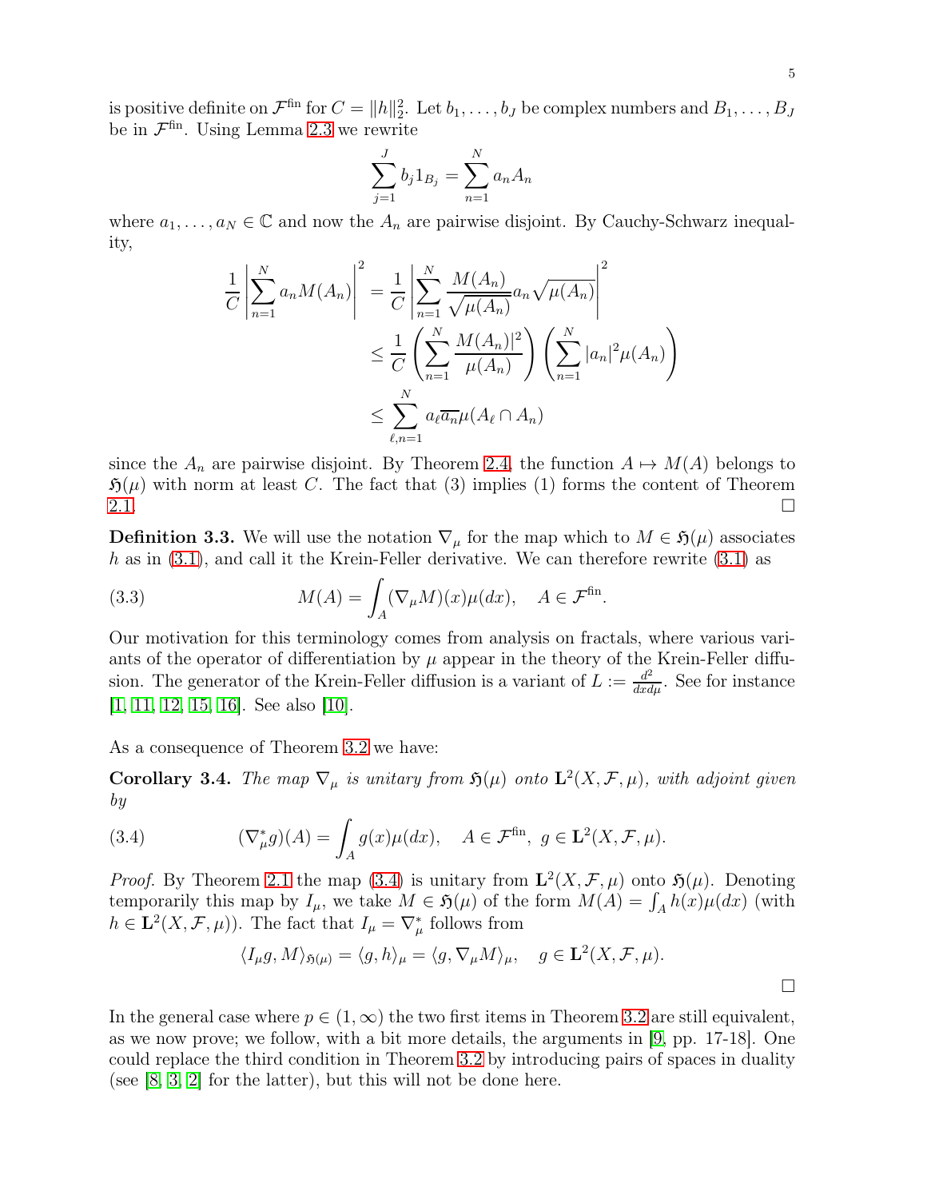is positive definite on $\mathcal{F}^{\rm fin}$ for $C=\|h\|_2^2$. Let $b_1,\ldots,b_J$ be complex numbers and $B_1,\ldots,B_J$ be in $\mathcal{F}^{\rm fin}$. Using Lemma 2.3 we rewrite

$$\sum_{j=1}^J b_j 1_{B_j}=\sum_{n=1}^N a_nA_n$$

where $a_1,\ldots,a_N\in\mathbb{C}$ and now the $A_n$ are pairwise disjoint. By Cauchy-Schwarz inequality,

$$\begin{aligned}
\frac{1}{C}\left|\sum_{n=1}^N a_nM(A_n)\right|^2&=\frac{1}{C}\left|\sum_{n=1}^N \frac{M(A_n)}{\sqrt{\mu(A_n)}}a_n\sqrt{\mu(A_n)}\right|^2\\
&\le \frac{1}{C}\left(\sum_{n=1}^N\frac{|M(A_n)|^2}{\mu(A_n)}\right)\left(\sum_{n=1}^N|a_n|^2\mu(A_n)\right)\\
&\le \sum_{\ell,n=1}^N a_\ell\overline{a_n}\mu(A_\ell\cap A_n)
\end{aligned}$$

since the $A_n$ are pairwise disjoint. By Theorem 2.4, the function $A\mapsto M(A)$ belongs to $\mathfrak{H}(\mu)$ with norm at least $C$. The fact that (3) implies (1) forms the content of Theorem 2.1. $\square$

**Definition 3.3.** We will use the notation $\nabla_\mu$ for the map which to $M\in\mathfrak{H}(\mu)$ associates $h$ as in (3.1), and call it the Krein-Feller derivative. We can therefore rewrite (3.1) as

$$M(A)=\int_A(\nabla_\mu M)(x)\mu(dx),\quad A\in\mathcal{F}^{\rm fin}. \tag{3.3}$$

Our motivation for this terminology comes from analysis on fractals, where various variants of the operator of differentiation by $\mu$ appear in the theory of the Krein-Feller diffusion. The generator of the Krein-Feller diffusion is a variant of $L:=\frac{d^2}{dxd\mu}$. See for instance [1, 11, 12, 15, 16]. See also [10].

As a consequence of Theorem 3.2 we have:

**Corollary 3.4.** *The map $\nabla_\mu$ is unitary from $\mathfrak{H}(\mu)$ onto $\mathbf{L}^2(X,\mathcal{F},\mu)$, with adjoint given by*

$$(\nabla_\mu^* g)(A)=\int_A g(x)\mu(dx),\quad A\in\mathcal{F}^{\rm fin},\ g\in\mathbf{L}^2(X,\mathcal{F},\mu). \tag{3.4}$$

*Proof.* By Theorem 2.1 the map (3.4) is unitary from $\mathbf{L}^2(X,\mathcal{F},\mu)$ onto $\mathfrak{H}(\mu)$. Denoting temporarily this map by $I_\mu$, we take $M\in\mathfrak{H}(\mu)$ of the form $M(A)=\int_A h(x)\mu(dx)$ (with $h\in\mathbf{L}^2(X,\mathcal{F},\mu)$). The fact that $I_\mu=\nabla_\mu^*$ follows from

$$\langle I_\mu g,M\rangle_{\mathfrak{H}(\mu)}=\langle g,h\rangle_\mu=\langle g,\nabla_\mu M\rangle_\mu,\quad g\in\mathbf{L}^2(X,\mathcal{F},\mu).$$

$\square$

In the general case where $p\in(1,\infty)$ the two first items in Theorem 3.2 are still equivalent, as we now prove; we follow, with a bit more details, the arguments in [9, pp. 17-18]. One could replace the third condition in Theorem 3.2 by introducing pairs of spaces in duality (see [8, 3, 2] for the latter), but this will not be done here.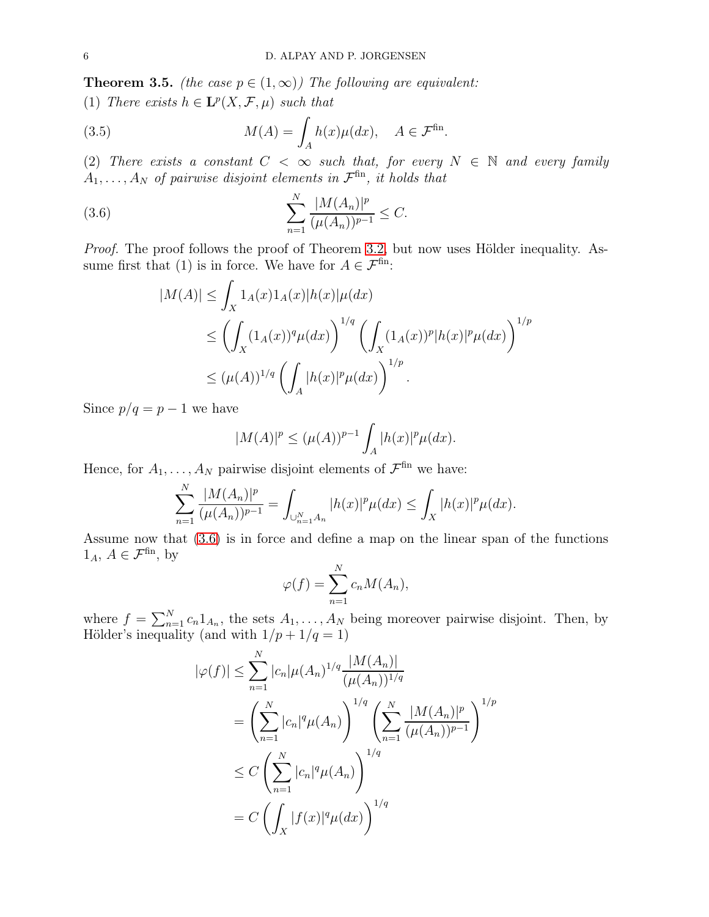**Theorem 3.5.** *(the case $p \in (1,\infty)$) The following are equivalent:*
(1) *There exists $h \in \mathbf{L}^p(X,\mathcal{F},\mu)$ such that*

$$M(A) = \int_A h(x)\mu(dx), \quad A \in \mathcal{F}^{\rm fin}. \tag{3.5}$$

(2) *There exists a constant $C < \infty$ such that, for every $N \in \mathbb{N}$ and every family $A_1, \ldots, A_N$ of pairwise disjoint elements in $\mathcal{F}^{\rm fin}$, it holds that*

$$\sum_{n=1}^N \frac{|M(A_n)|^p}{(\mu(A_n))^{p-1}} \le C. \tag{3.6}$$

*Proof.* The proof follows the proof of Theorem 3.2, but now uses Hölder inequality. Assume first that (1) is in force. We have for $A \in \mathcal{F}^{\rm fin}$:

$$\begin{aligned}
|M(A)| &\le \int_X 1_A(x)1_A(x)|h(x)|\mu(dx)\\
&\le \left(\int_X (1_A(x))^q\mu(dx)\right)^{1/q}\left(\int_X (1_A(x))^p|h(x)|^p\mu(dx)\right)^{1/p}\\
&\le (\mu(A))^{1/q}\left(\int_A |h(x)|^p\mu(dx)\right)^{1/p}.
\end{aligned}$$

Since $p/q = p-1$ we have

$$|M(A)|^p \le (\mu(A))^{p-1}\int_A |h(x)|^p\mu(dx).$$

Hence, for $A_1, \ldots, A_N$ pairwise disjoint elements of $\mathcal{F}^{\rm fin}$ we have:

$$\sum_{n=1}^N \frac{|M(A_n)|^p}{(\mu(A_n))^{p-1}} = \int_{\cup_{n=1}^N A_n} |h(x)|^p\mu(dx) \le \int_X |h(x)|^p\mu(dx).$$

Assume now that (3.6) is in force and define a map on the linear span of the functions $1_A$, $A \in \mathcal{F}^{\rm fin}$, by

$$\varphi(f) = \sum_{n=1}^N c_n M(A_n),$$

where $f = \sum_{n=1}^N c_n 1_{A_n}$, the sets $A_1, \ldots, A_N$ being moreover pairwise disjoint. Then, by Hölder's inequality (and with $1/p + 1/q = 1$)

$$\begin{aligned}
|\varphi(f)| &\le \sum_{n=1}^N |c_n|\mu(A_n)^{1/q}\frac{|M(A_n)|}{(\mu(A_n))^{1/q}}\\
&= \left(\sum_{n=1}^N |c_n|^q\mu(A_n)\right)^{1/q}\left(\sum_{n=1}^N \frac{|M(A_n)|^p}{(\mu(A_n))^{p-1}}\right)^{1/p}\\
&\le C\left(\sum_{n=1}^N |c_n|^q\mu(A_n)\right)^{1/q}\\
&= C\left(\int_X |f(x)|^q\mu(dx)\right)^{1/q}
\end{aligned}$$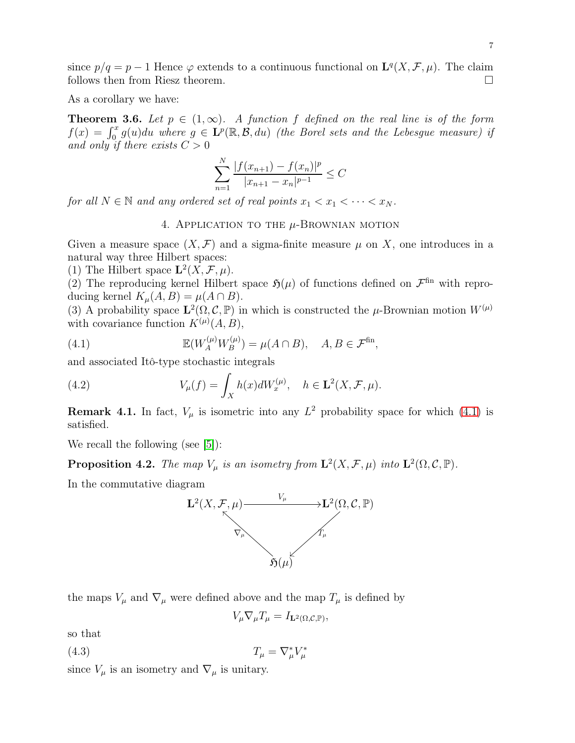since $p/q = p - 1$ Hence $\varphi$ extends to a continuous functional on $\mathbf{L}^q(X, \mathcal{F}, \mu)$. The claim follows then from Riesz theorem. $\square$

As a corollary we have:

**Theorem 3.6.** *Let $p \in (1, \infty)$. A function $f$ defined on the real line is of the form $f(x) = \int_0^x g(u)du$ where $g \in \mathbf{L}^p(\mathbb{R}, \mathcal{B}, du)$ (the Borel sets and the Lebesgue measure) if and only if there exists $C > 0$*

$$\sum_{n=1}^{N} \frac{|f(x_{n+1}) - f(x_n)|^p}{|x_{n+1} - x_n|^{p-1}} \leq C$$

*for all $N \in \mathbb{N}$ and any ordered set of real points $x_1 < x_1 < \cdots < x_N$.*

## 4. Application to the $\mu$-Brownian motion

Given a measure space $(X, \mathcal{F})$ and a sigma-finite measure $\mu$ on $X$, one introduces in a natural way three Hilbert spaces:
(1) The Hilbert space $\mathbf{L}^2(X, \mathcal{F}, \mu)$.
(2) The reproducing kernel Hilbert space $\mathfrak{H}(\mu)$ of functions defined on $\mathcal{F}^{\text{fin}}$ with reproducing kernel $K_\mu(A, B) = \mu(A \cap B)$.
(3) A probability space $\mathbf{L}^2(\Omega, \mathcal{C}, \mathbb{P})$ in which is constructed the $\mu$-Brownian motion $W^{(\mu)}$ with covariance function $K^{(\mu)}(A, B)$,

$$\mathbb{E}(W_A^{(\mu)} W_B^{(\mu)}) = \mu(A \cap B), \quad A, B \in \mathcal{F}^{\text{fin}}, \tag{4.1}$$

and associated Itô-type stochastic integrals

$$V_\mu(f) = \int_X h(x) dW_x^{(\mu)}, \quad h \in \mathbf{L}^2(X, \mathcal{F}, \mu). \tag{4.2}$$

**Remark 4.1.** In fact, $V_\mu$ is isometric into any $L^2$ probability space for which (4.1) is satisfied.

We recall the following (see [5]):

**Proposition 4.2.** *The map $V_\mu$ is an isometry from $\mathbf{L}^2(X, \mathcal{F}, \mu)$ into $\mathbf{L}^2(\Omega, \mathcal{C}, \mathbb{P})$.*

In the commutative diagram

$$\begin{array}{ccc}
\mathbf{L}^2(X, \mathcal{F}, \mu) & \xrightarrow{\quad V_\mu \quad} & \mathbf{L}^2(\Omega, \mathcal{C}, \mathbb{P}) \\
& {\scriptstyle \nabla_\mu} \nwarrow \qquad \swarrow {\scriptstyle T_\mu} & \\
& \mathfrak{H}(\mu) &
\end{array}$$

the maps $V_\mu$ and $\nabla_\mu$ were defined above and the map $T_\mu$ is defined by

$$V_\mu \nabla_\mu T_\mu = I_{\mathbf{L}^2(\Omega, \mathcal{C}, \mathbb{P})},$$

so that

$$T_\mu = \nabla_\mu^* V_\mu^* \tag{4.3}$$

since $V_\mu$ is an isometry and $\nabla_\mu$ is unitary.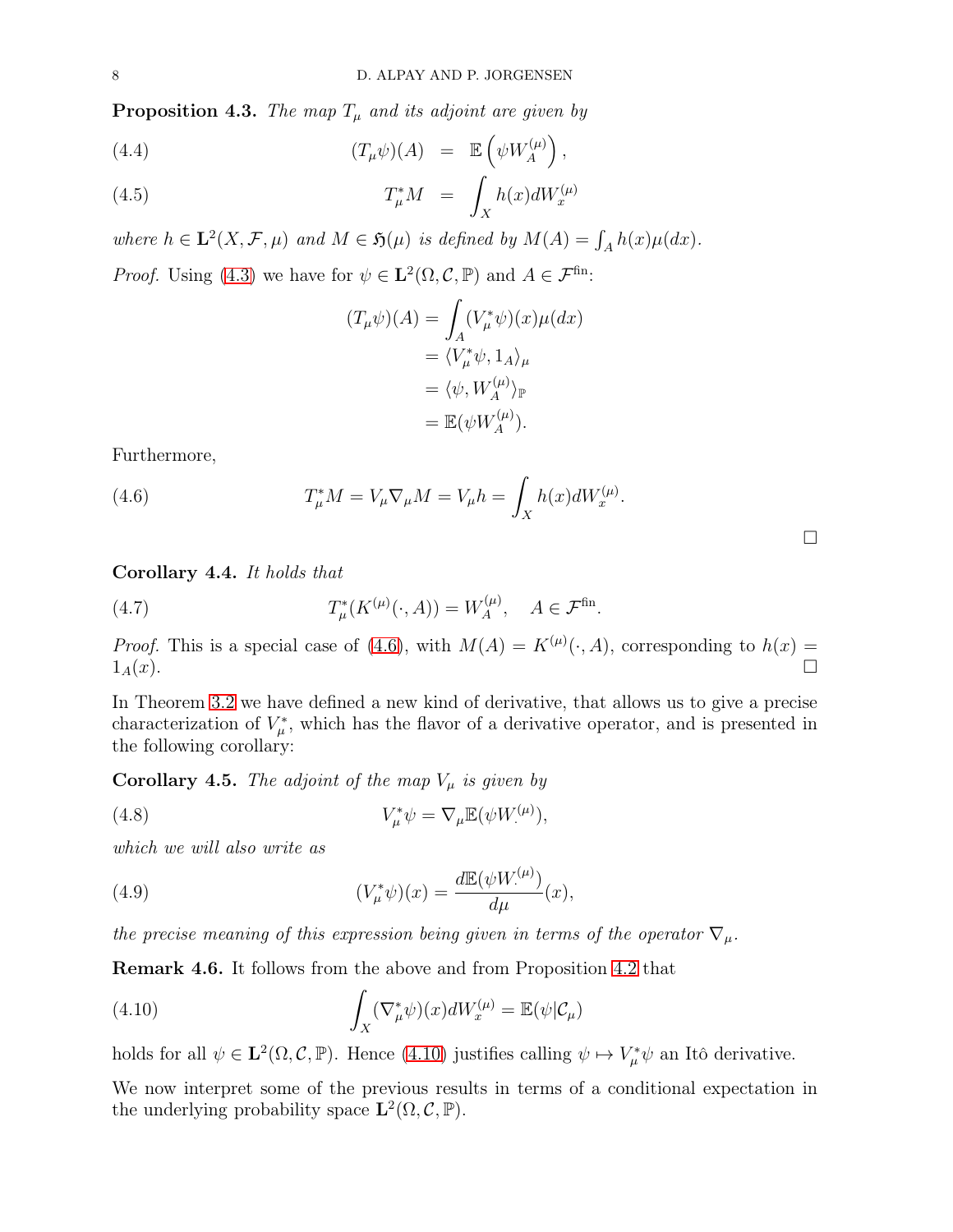**Proposition 4.3.** *The map $T_\mu$ and its adjoint are given by*

$$(T_\mu \psi)(A) \;=\; \mathbb{E}\left(\psi W_A^{(\mu)}\right), \tag{4.4}$$

$$T_\mu^* M \;=\; \int_X h(x) dW_x^{(\mu)} \tag{4.5}$$

*where $h \in \mathbf{L}^2(X, \mathcal{F}, \mu)$ and $M \in \mathfrak{H}(\mu)$ is defined by $M(A) = \int_A h(x)\mu(dx)$.*

*Proof.* Using (4.3) we have for $\psi \in \mathbf{L}^2(\Omega, \mathcal{C}, \mathbb{P})$ and $A \in \mathcal{F}^{\text{fin}}$:

$$\begin{aligned}
(T_\mu \psi)(A) &= \int_A (V_\mu^* \psi)(x)\mu(dx) \\
&= \langle V_\mu^* \psi, 1_A \rangle_\mu \\
&= \langle \psi, W_A^{(\mu)} \rangle_{\mathbb{P}} \\
&= \mathbb{E}(\psi W_A^{(\mu)}).
\end{aligned}$$

Furthermore,

$$T_\mu^* M = V_\mu \nabla_\mu M = V_\mu h = \int_X h(x) dW_x^{(\mu)}. \tag{4.6}$$

$\square$

**Corollary 4.4.** *It holds that*

$$T_\mu^*(K^{(\mu)}(\cdot, A)) = W_A^{(\mu)}, \quad A \in \mathcal{F}^{\text{fin}}. \tag{4.7}$$

*Proof.* This is a special case of (4.6), with $M(A) = K^{(\mu)}(\cdot, A)$, corresponding to $h(x) = 1_A(x)$. $\square$

In Theorem 3.2 we have defined a new kind of derivative, that allows us to give a precise characterization of $V_\mu^*$, which has the flavor of a derivative operator, and is presented in the following corollary:

**Corollary 4.5.** *The adjoint of the map $V_\mu$ is given by*

$$V_\mu^* \psi = \nabla_\mu \mathbb{E}(\psi W_\cdot^{(\mu)}), \tag{4.8}$$

*which we will also write as*

$$(V_\mu^* \psi)(x) = \frac{d\mathbb{E}(\psi W_\cdot^{(\mu)})}{d\mu}(x), \tag{4.9}$$

*the precise meaning of this expression being given in terms of the operator $\nabla_\mu$.*

**Remark 4.6.** It follows from the above and from Proposition 4.2 that

$$\int_X (\nabla_\mu^* \psi)(x) dW_x^{(\mu)} = \mathbb{E}(\psi | \mathcal{C}_\mu) \tag{4.10}$$

holds for all $\psi \in \mathbf{L}^2(\Omega, \mathcal{C}, \mathbb{P})$. Hence (4.10) justifies calling $\psi \mapsto V_\mu^* \psi$ an Itô derivative.

We now interpret some of the previous results in terms of a conditional expectation in the underlying probability space $\mathbf{L}^2(\Omega, \mathcal{C}, \mathbb{P})$.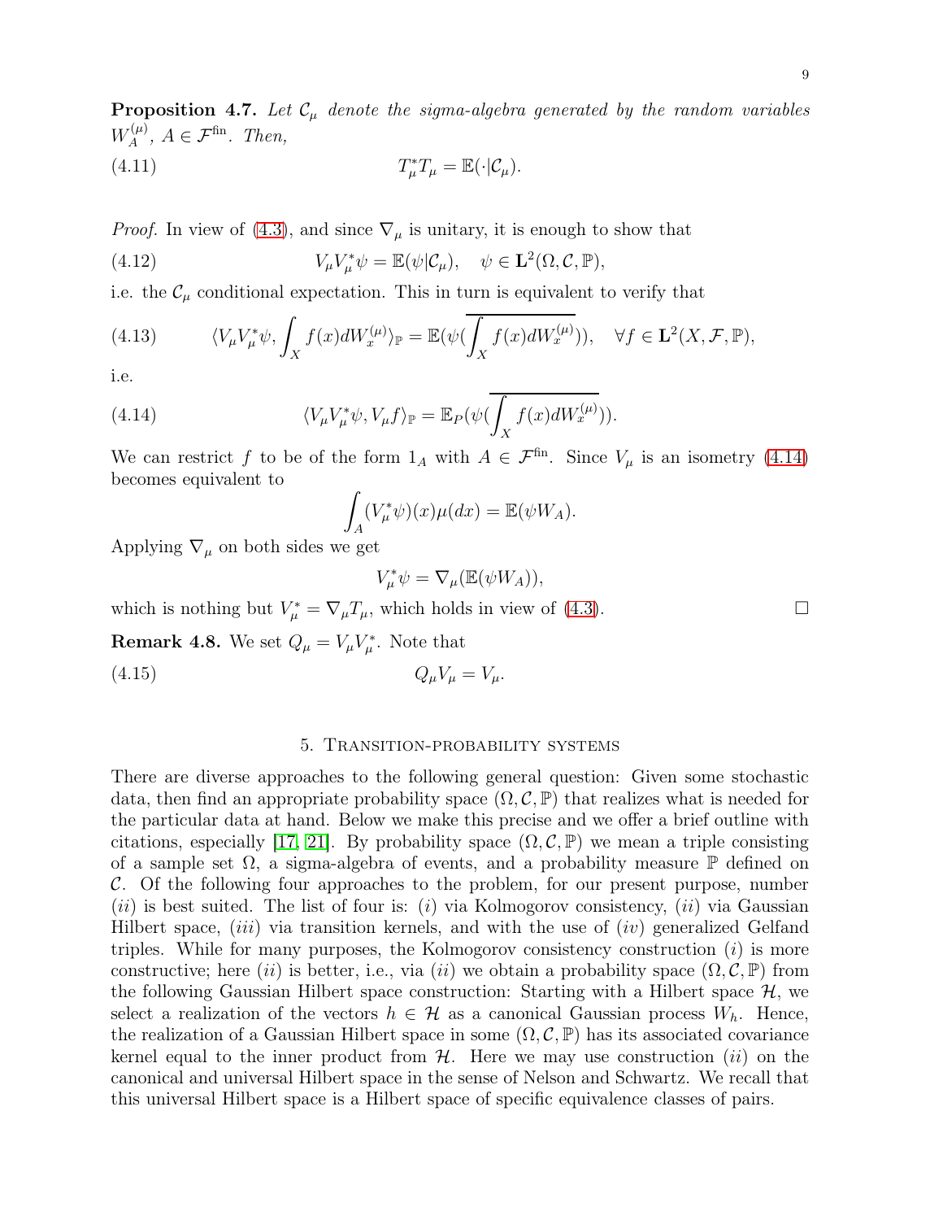**Proposition 4.7.** *Let $\mathcal{C}_\mu$ denote the sigma-algebra generated by the random variables $W_A^{(\mu)}$, $A \in \mathcal{F}^{\rm fin}$. Then,*

$$T_\mu^* T_\mu = \mathbb{E}(\cdot|\mathcal{C}_\mu). \tag{4.11}$$

*Proof.* In view of (4.3), and since $\nabla_\mu$ is unitary, it is enough to show that

$$V_\mu V_\mu^* \psi = \mathbb{E}(\psi|\mathcal{C}_\mu), \quad \psi \in \mathbf{L}^2(\Omega, \mathcal{C}, \mathbb{P}), \tag{4.12}$$

i.e. the $\mathcal{C}_\mu$ conditional expectation. This in turn is equivalent to verify that

$$\langle V_\mu V_\mu^* \psi, \int_X f(x) dW_x^{(\mu)} \rangle_{\mathbb{P}} = \mathbb{E}(\psi(\overline{\int_X f(x) dW_x^{(\mu)}})), \quad \forall f \in \mathbf{L}^2(X, \mathcal{F}, \mathbb{P}), \tag{4.13}$$

i.e.

$$\langle V_\mu V_\mu^* \psi, V_\mu f \rangle_{\mathbb{P}} = \mathbb{E}_P(\psi(\overline{\int_X f(x) dW_x^{(\mu)}})). \tag{4.14}$$

We can restrict $f$ to be of the form $1_A$ with $A \in \mathcal{F}^{\rm fin}$. Since $V_\mu$ is an isometry (4.14) becomes equivalent to

$$\int_A (V_\mu^* \psi)(x) \mu(dx) = \mathbb{E}(\psi W_A).$$

Applying $\nabla_\mu$ on both sides we get

$$V_\mu^* \psi = \nabla_\mu(\mathbb{E}(\psi W_A)),$$

which is nothing but $V_\mu^* = \nabla_\mu T_\mu$, which holds in view of (4.3). $\square$

**Remark 4.8.** We set $Q_\mu = V_\mu V_\mu^*$. Note that

$$Q_\mu V_\mu = V_\mu. \tag{4.15}$$

## 5. Transition-probability systems

There are diverse approaches to the following general question: Given some stochastic data, then find an appropriate probability space $(\Omega, \mathcal{C}, \mathbb{P})$ that realizes what is needed for the particular data at hand. Below we make this precise and we offer a brief outline with citations, especially [17, 21]. By probability space $(\Omega, \mathcal{C}, \mathbb{P})$ we mean a triple consisting of a sample set $\Omega$, a sigma-algebra of events, and a probability measure $\mathbb{P}$ defined on $\mathcal{C}$. Of the following four approaches to the problem, for our present purpose, number $(ii)$ is best suited. The list of four is: $(i)$ via Kolmogorov consistency, $(ii)$ via Gaussian Hilbert space, $(iii)$ via transition kernels, and with the use of $(iv)$ generalized Gelfand triples. While for many purposes, the Kolmogorov consistency construction $(i)$ is more constructive; here $(ii)$ is better, i.e., via $(ii)$ we obtain a probability space $(\Omega, \mathcal{C}, \mathbb{P})$ from the following Gaussian Hilbert space construction: Starting with a Hilbert space $\mathcal{H}$, we select a realization of the vectors $h \in \mathcal{H}$ as a canonical Gaussian process $W_h$. Hence, the realization of a Gaussian Hilbert space in some $(\Omega, \mathcal{C}, \mathbb{P})$ has its associated covariance kernel equal to the inner product from $\mathcal{H}$. Here we may use construction $(ii)$ on the canonical and universal Hilbert space in the sense of Nelson and Schwartz. We recall that this universal Hilbert space is a Hilbert space of specific equivalence classes of pairs.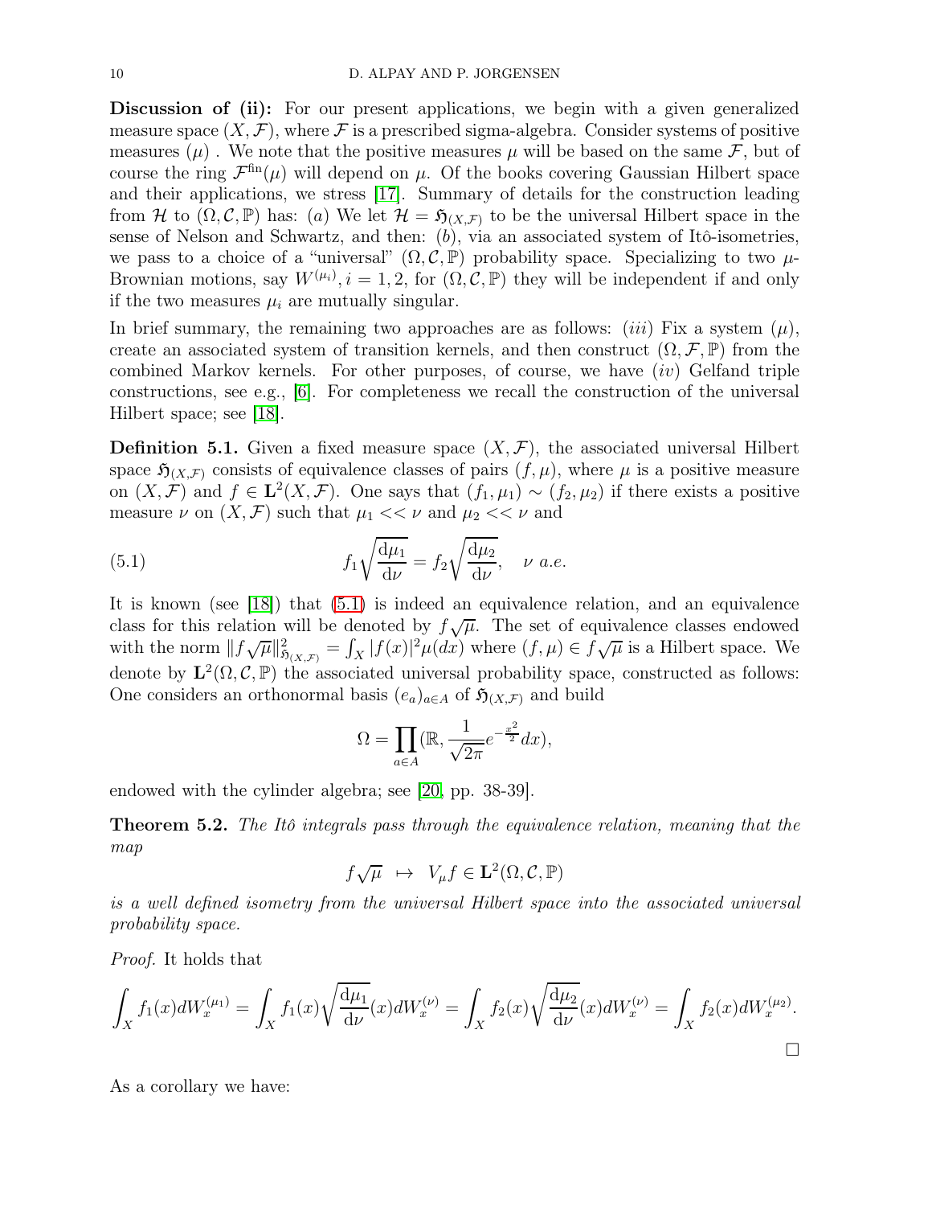**Discussion of (ii):** For our present applications, we begin with a given generalized measure space $(X, \mathcal{F})$, where $\mathcal{F}$ is a prescribed sigma-algebra. Consider systems of positive measures $(\mu)$ . We note that the positive measures $\mu$ will be based on the same $\mathcal{F}$, but of course the ring $\mathcal{F}^{\text{fin}}(\mu)$ will depend on $\mu$. Of the books covering Gaussian Hilbert space and their applications, we stress [17]. Summary of details for the construction leading from $\mathcal{H}$ to $(\Omega, \mathcal{C}, \mathbb{P})$ has: $(a)$ We let $\mathcal{H} = \mathfrak{H}_{(X,\mathcal{F})}$ to be the universal Hilbert space in the sense of Nelson and Schwartz, and then: $(b)$, via an associated system of Itô-isometries, we pass to a choice of a "universal" $(\Omega, \mathcal{C}, \mathbb{P})$ probability space. Specializing to two $\mu$-Brownian motions, say $W^{(\mu_i)}, i = 1, 2$, for $(\Omega, \mathcal{C}, \mathbb{P})$ they will be independent if and only if the two measures $\mu_i$ are mutually singular.

In brief summary, the remaining two approaches are as follows: $(iii)$ Fix a system $(\mu)$, create an associated system of transition kernels, and then construct $(\Omega, \mathcal{F}, \mathbb{P})$ from the combined Markov kernels. For other purposes, of course, we have $(iv)$ Gelfand triple constructions, see e.g., [6]. For completeness we recall the construction of the universal Hilbert space; see [18].

**Definition 5.1.** Given a fixed measure space $(X, \mathcal{F})$, the associated universal Hilbert space $\mathfrak{H}_{(X,\mathcal{F})}$ consists of equivalence classes of pairs $(f, \mu)$, where $\mu$ is a positive measure on $(X, \mathcal{F})$ and $f \in \mathbf{L}^2(X, \mathcal{F})$. One says that $(f_1, \mu_1) \sim (f_2, \mu_2)$ if there exists a positive measure $\nu$ on $(X, \mathcal{F})$ such that $\mu_1 << \nu$ and $\mu_2 << \nu$ and

$$f_1 \sqrt{\frac{\mathrm{d}\mu_1}{\mathrm{d}\nu}} = f_2 \sqrt{\frac{\mathrm{d}\mu_2}{\mathrm{d}\nu}}, \quad \nu \ a.e. \tag{5.1}$$

It is known (see [18]) that (5.1) is indeed an equivalence relation, and an equivalence class for this relation will be denoted by $f\sqrt{\mu}$. The set of equivalence classes endowed with the norm $\|f\sqrt{\mu}\|^2_{\mathfrak{H}_{(X,\mathcal{F})}} = \int_X |f(x)|^2 \mu(dx)$ where $(f, \mu) \in f\sqrt{\mu}$ is a Hilbert space. We denote by $\mathbf{L}^2(\Omega, \mathcal{C}, \mathbb{P})$ the associated universal probability space, constructed as follows: One considers an orthonormal basis $(e_a)_{a \in A}$ of $\mathfrak{H}_{(X,\mathcal{F})}$ and build

$$\Omega = \prod_{a \in A} (\mathbb{R}, \frac{1}{\sqrt{2\pi}} e^{-\frac{x^2}{2}} dx),$$

endowed with the cylinder algebra; see [20, pp. 38-39].

**Theorem 5.2.** *The Itô integrals pass through the equivalence relation, meaning that the map*

$$f\sqrt{\mu} \ \mapsto \ V_\mu f \in \mathbf{L}^2(\Omega, \mathcal{C}, \mathbb{P})$$

*is a well defined isometry from the universal Hilbert space into the associated universal probability space.*

*Proof.* It holds that

$$\int_X f_1(x) dW_x^{(\mu_1)} = \int_X f_1(x) \sqrt{\frac{\mathrm{d}\mu_1}{\mathrm{d}\nu}}(x) dW_x^{(\nu)} = \int_X f_2(x) \sqrt{\frac{\mathrm{d}\mu_2}{\mathrm{d}\nu}}(x) dW_x^{(\nu)} = \int_X f_2(x) dW_x^{(\mu_2)}.$$

□

As a corollary we have: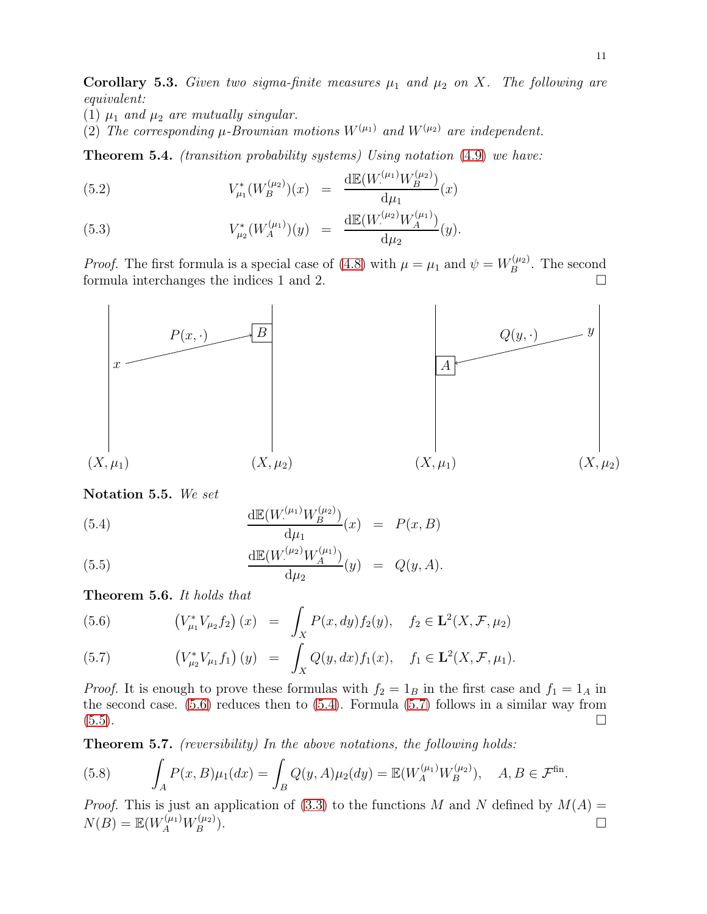**Corollary 5.3.** *Given two sigma-finite measures $\mu_1$ and $\mu_2$ on $X$. The following are equivalent:*
(1) *$\mu_1$ and $\mu_2$ are mutually singular.*
(2) *The corresponding $\mu$-Brownian motions $W^{(\mu_1)}$ and $W^{(\mu_2)}$ are independent.*

**Theorem 5.4.** *(transition probability systems) Using notation (4.9) we have:*

$$V_{\mu_1}^*(W_B^{(\mu_2)})(x) \;=\; \frac{\mathrm{d}\mathbb{E}(W_\cdot^{(\mu_1)}W_B^{(\mu_2)})}{\mathrm{d}\mu_1}(x) \tag{5.2}$$

$$V_{\mu_2}^*(W_A^{(\mu_1)})(y) \;=\; \frac{\mathrm{d}\mathbb{E}(W_\cdot^{(\mu_2)}W_A^{(\mu_1)})}{\mathrm{d}\mu_2}(y). \tag{5.3}$$

*Proof.* The first formula is a special case of (4.8) with $\mu = \mu_1$ and $\psi = W_B^{(\mu_2)}$. The second formula interchanges the indices 1 and 2. $\square$

$P(x,\cdot)$ $\quad$ $B$ $\quad$ $x$ $\quad$ $(X,\mu_1)$ $\quad$ $(X,\mu_2)$ $\qquad$ $Q(y,\cdot)$ $\quad$ $y$ $\quad$ $A$ $\quad$ $(X,\mu_1)$ $\quad$ $(X,\mu_2)$

**Notation 5.5.** *We set*

$$\frac{\mathrm{d}\mathbb{E}(W_\cdot^{(\mu_1)}W_B^{(\mu_2)})}{\mathrm{d}\mu_1}(x) \;=\; P(x,B) \tag{5.4}$$

$$\frac{\mathrm{d}\mathbb{E}(W_\cdot^{(\mu_2)}W_A^{(\mu_1)})}{\mathrm{d}\mu_2}(y) \;=\; Q(y,A). \tag{5.5}$$

**Theorem 5.6.** *It holds that*

$$\left(V_{\mu_1}^*V_{\mu_2}f_2\right)(x) \;=\; \int_X P(x,dy)f_2(y), \quad f_2 \in \mathbf{L}^2(X,\mathcal{F},\mu_2) \tag{5.6}$$

$$\left(V_{\mu_2}^*V_{\mu_1}f_1\right)(y) \;=\; \int_X Q(y,dx)f_1(x), \quad f_1 \in \mathbf{L}^2(X,\mathcal{F},\mu_1). \tag{5.7}$$

*Proof.* It is enough to prove these formulas with $f_2 = 1_B$ in the first case and $f_1 = 1_A$ in the second case. (5.6) reduces then to (5.4). Formula (5.7) follows in a similar way from (5.5). $\square$

**Theorem 5.7.** *(reversibility) In the above notations, the following holds:*

$$\int_A P(x,B)\mu_1(dx) = \int_B Q(y,A)\mu_2(dy) = \mathbb{E}(W_A^{(\mu_1)}W_B^{(\mu_2)}), \quad A,B \in \mathcal{F}^{\text{fin}}. \tag{5.8}$$

*Proof.* This is just an application of (3.3) to the functions $M$ and $N$ defined by $M(A) = N(B) = \mathbb{E}(W_A^{(\mu_1)}W_B^{(\mu_2)})$. $\square$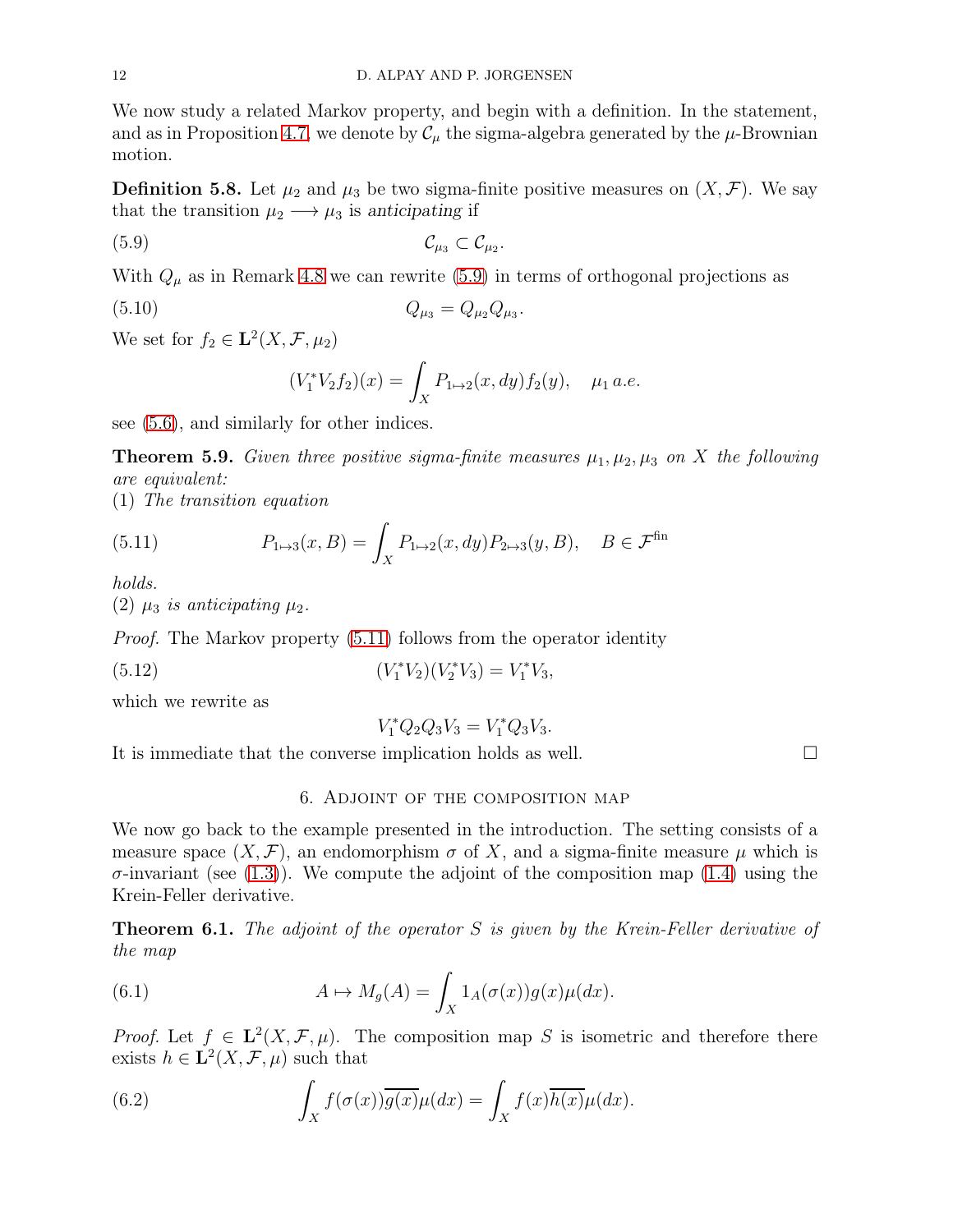We now study a related Markov property, and begin with a definition. In the statement, and as in Proposition 4.7, we denote by $\mathcal{C}_\mu$ the sigma-algebra generated by the $\mu$-Brownian motion.

**Definition 5.8.** Let $\mu_2$ and $\mu_3$ be two sigma-finite positive measures on $(X, \mathcal{F})$. We say that the transition $\mu_2 \longrightarrow \mu_3$ is *anticipating* if

$$\mathcal{C}_{\mu_3} \subset \mathcal{C}_{\mu_2}. \tag{5.9}$$

With $Q_\mu$ as in Remark 4.8 we can rewrite (5.9) in terms of orthogonal projections as

$$Q_{\mu_3} = Q_{\mu_2} Q_{\mu_3}. \tag{5.10}$$

We set for $f_2 \in \mathbf{L}^2(X, \mathcal{F}, \mu_2)$

$$(V_1^* V_2 f_2)(x) = \int_X P_{1 \mapsto 2}(x, dy) f_2(y), \quad \mu_1 \, a.e.$$

see (5.6), and similarly for other indices.

**Theorem 5.9.** *Given three positive sigma-finite measures $\mu_1, \mu_2, \mu_3$ on $X$ the following are equivalent:*
(1) *The transition equation*

$$P_{1 \mapsto 3}(x, B) = \int_X P_{1 \mapsto 2}(x, dy) P_{2 \mapsto 3}(y, B), \quad B \in \mathcal{F}^{\rm fin} \tag{5.11}$$

*holds.*
(2) *$\mu_3$ is anticipating $\mu_2$.*

*Proof.* The Markov property (5.11) follows from the operator identity

$$(V_1^* V_2)(V_2^* V_3) = V_1^* V_3, \tag{5.12}$$

which we rewrite as

$$V_1^* Q_2 Q_3 V_3 = V_1^* Q_3 V_3.$$

It is immediate that the converse implication holds as well. $\square$

## 6. Adjoint of the composition map

We now go back to the example presented in the introduction. The setting consists of a measure space $(X, \mathcal{F})$, an endomorphism $\sigma$ of $X$, and a sigma-finite measure $\mu$ which is $\sigma$-invariant (see (1.3)). We compute the adjoint of the composition map (1.4) using the Krein-Feller derivative.

**Theorem 6.1.** *The adjoint of the operator $S$ is given by the Krein-Feller derivative of the map*

$$A \mapsto M_g(A) = \int_X 1_A(\sigma(x)) g(x) \mu(dx). \tag{6.1}$$

*Proof.* Let $f \in \mathbf{L}^2(X, \mathcal{F}, \mu)$. The composition map $S$ is isometric and therefore there exists $h \in \mathbf{L}^2(X, \mathcal{F}, \mu)$ such that

$$\int_X f(\sigma(x)) \overline{g(x)} \mu(dx) = \int_X f(x) \overline{h(x)} \mu(dx). \tag{6.2}$$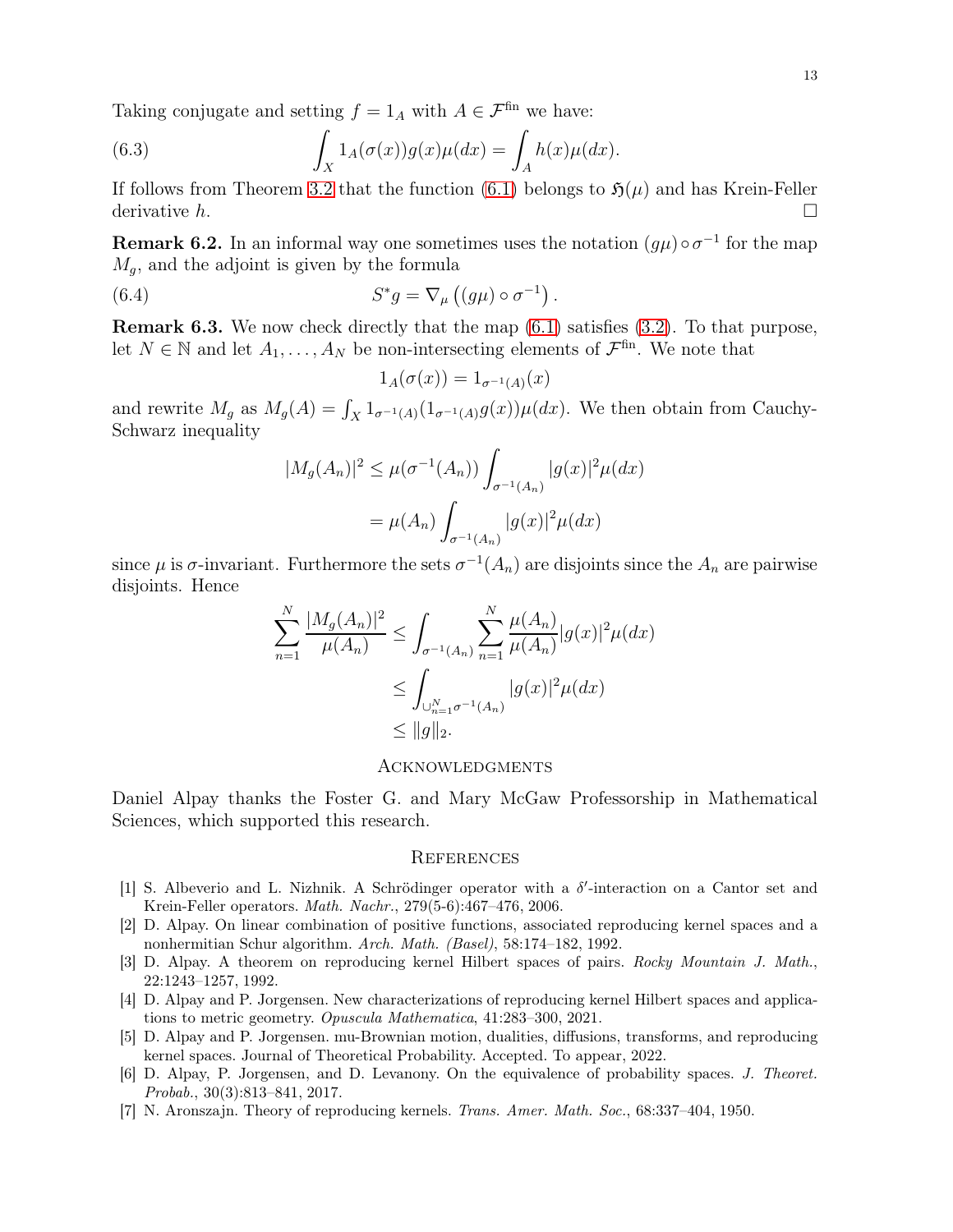Taking conjugate and setting $f = 1_A$ with $A \in \mathcal{F}^{\text{fin}}$ we have:

$$\int_X 1_A(\sigma(x))g(x)\mu(dx) = \int_A h(x)\mu(dx). \tag{6.3}$$

If follows from Theorem 3.2 that the function (6.1) belongs to $\mathfrak{H}(\mu)$ and has Krein-Feller derivative $h$. $\square$

**Remark 6.2.** In an informal way one sometimes uses the notation $(g\mu)\circ\sigma^{-1}$ for the map $M_g$, and the adjoint is given by the formula

$$S^*g = \nabla_\mu\left((g\mu)\circ\sigma^{-1}\right). \tag{6.4}$$

**Remark 6.3.** We now check directly that the map (6.1) satisfies (3.2). To that purpose, let $N \in \mathbb{N}$ and let $A_1, \ldots, A_N$ be non-intersecting elements of $\mathcal{F}^{\text{fin}}$. We note that

$$1_A(\sigma(x)) = 1_{\sigma^{-1}(A)}(x)$$

and rewrite $M_g$ as $M_g(A) = \int_X 1_{\sigma^{-1}(A)}(1_{\sigma^{-1}(A)}g(x))\mu(dx)$. We then obtain from Cauchy-Schwarz inequality

$$\begin{aligned}
|M_g(A_n)|^2 &\le \mu(\sigma^{-1}(A_n))\int_{\sigma^{-1}(A_n)}|g(x)|^2\mu(dx)\\
&= \mu(A_n)\int_{\sigma^{-1}(A_n)}|g(x)|^2\mu(dx)
\end{aligned}$$

since $\mu$ is $\sigma$-invariant. Furthermore the sets $\sigma^{-1}(A_n)$ are disjoints since the $A_n$ are pairwise disjoints. Hence

$$\begin{aligned}
\sum_{n=1}^N \frac{|M_g(A_n)|^2}{\mu(A_n)} &\le \int_{\sigma^{-1}(A_n)}\sum_{n=1}^N \frac{\mu(A_n)}{\mu(A_n)}|g(x)|^2\mu(dx)\\
&\le \int_{\cup_{n=1}^N\sigma^{-1}(A_n)}|g(x)|^2\mu(dx)\\
&\le \|g\|_2.
\end{aligned}$$

## Acknowledgments

Daniel Alpay thanks the Foster G. and Mary McGaw Professorship in Mathematical Sciences, which supported this research.

## References

[1] S. Albeverio and L. Nizhnik. A Schrödinger operator with a $\delta'$-interaction on a Cantor set and Krein-Feller operators. *Math. Nachr.*, 279(5-6):467–476, 2006.

[2] D. Alpay. On linear combination of positive functions, associated reproducing kernel spaces and a nonhermitian Schur algorithm. *Arch. Math. (Basel)*, 58:174–182, 1992.

[3] D. Alpay. A theorem on reproducing kernel Hilbert spaces of pairs. *Rocky Mountain J. Math.*, 22:1243–1257, 1992.

[4] D. Alpay and P. Jorgensen. New characterizations of reproducing kernel Hilbert spaces and applications to metric geometry. *Opuscula Mathematica*, 41:283–300, 2021.

[5] D. Alpay and P. Jorgensen. mu-Brownian motion, dualities, diffusions, transforms, and reproducing kernel spaces. Journal of Theoretical Probability. Accepted. To appear, 2022.

[6] D. Alpay, P. Jorgensen, and D. Levanony. On the equivalence of probability spaces. *J. Theoret. Probab.*, 30(3):813–841, 2017.

[7] N. Aronszajn. Theory of reproducing kernels. *Trans. Amer. Math. Soc.*, 68:337–404, 1950.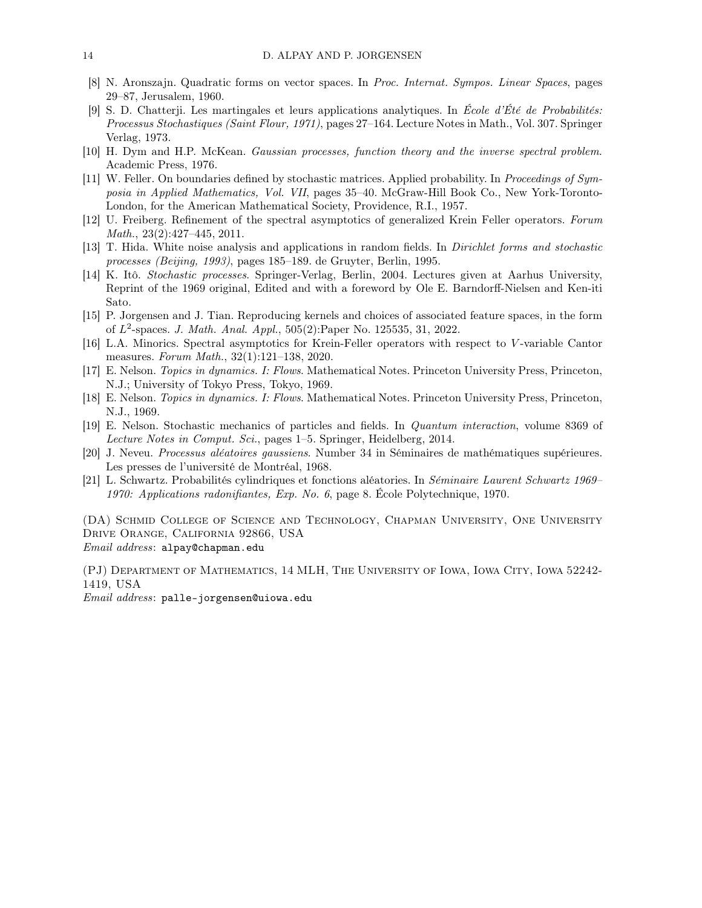[8] N. Aronszajn. Quadratic forms on vector spaces. In *Proc. Internat. Sympos. Linear Spaces*, pages 29–87, Jerusalem, 1960.

[9] S. D. Chatterji. Les martingales et leurs applications analytiques. In *École d'Été de Probabilités: Processus Stochastiques (Saint Flour, 1971)*, pages 27–164. Lecture Notes in Math., Vol. 307. Springer Verlag, 1973.

[10] H. Dym and H.P. McKean. *Gaussian processes, function theory and the inverse spectral problem*. Academic Press, 1976.

[11] W. Feller. On boundaries defined by stochastic matrices. Applied probability. In *Proceedings of Symposia in Applied Mathematics, Vol. VII*, pages 35–40. McGraw-Hill Book Co., New York-Toronto-London, for the American Mathematical Society, Providence, R.I., 1957.

[12] U. Freiberg. Refinement of the spectral asymptotics of generalized Krein Feller operators. *Forum Math.*, 23(2):427–445, 2011.

[13] T. Hida. White noise analysis and applications in random fields. In *Dirichlet forms and stochastic processes (Beijing, 1993)*, pages 185–189. de Gruyter, Berlin, 1995.

[14] K. Itô. *Stochastic processes*. Springer-Verlag, Berlin, 2004. Lectures given at Aarhus University, Reprint of the 1969 original, Edited and with a foreword by Ole E. Barndorff-Nielsen and Ken-iti Sato.

[15] P. Jorgensen and J. Tian. Reproducing kernels and choices of associated feature spaces, in the form of $L^2$-spaces. *J. Math. Anal. Appl.*, 505(2):Paper No. 125535, 31, 2022.

[16] L.A. Minorics. Spectral asymptotics for Krein-Feller operators with respect to $V$-variable Cantor measures. *Forum Math.*, 32(1):121–138, 2020.

[17] E. Nelson. *Topics in dynamics. I: Flows*. Mathematical Notes. Princeton University Press, Princeton, N.J.; University of Tokyo Press, Tokyo, 1969.

[18] E. Nelson. *Topics in dynamics. I: Flows*. Mathematical Notes. Princeton University Press, Princeton, N.J., 1969.

[19] E. Nelson. Stochastic mechanics of particles and fields. In *Quantum interaction*, volume 8369 of *Lecture Notes in Comput. Sci.*, pages 1–5. Springer, Heidelberg, 2014.

[20] J. Neveu. *Processus aléatoires gaussiens*. Number 34 in Séminaires de mathématiques supérieures. Les presses de l'université de Montréal, 1968.

[21] L. Schwartz. Probabilités cylindriques et fonctions aléatories. In *Séminaire Laurent Schwartz 1969–1970: Applications radonifiantes, Exp. No. 6*, page 8. École Polytechnique, 1970.

(DA) Schmid College of Science and Technology, Chapman University, One University Drive Orange, California 92866, USA
*Email address*: alpay@chapman.edu

(PJ) Department of Mathematics, 14 MLH, The University of Iowa, Iowa City, Iowa 52242-1419, USA
*Email address*: palle-jorgensen@uiowa.edu